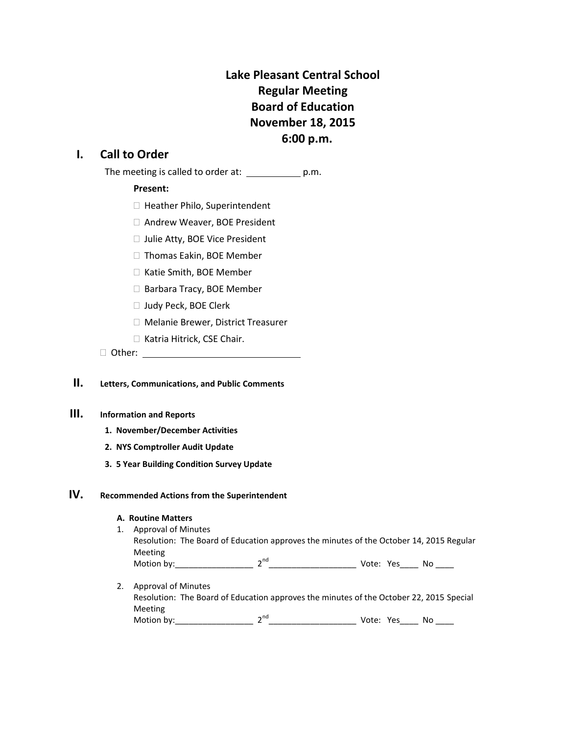# Lake Pleasant Central School
# Regular Meeting
# Board of Education
# November 18, 2015
# 6:00 p.m.

## I. Call to Order

The meeting is called to order at: ___________ p.m.

**Present:**

- ☐ Heather Philo, Superintendent
- ☐ Andrew Weaver, BOE President
- ☐ Julie Atty, BOE Vice President
- ☐ Thomas Eakin, BOE Member
- ☐ Katie Smith, BOE Member
- ☐ Barbara Tracy, BOE Member
- ☐ Judy Peck, BOE Clerk
- ☐ Melanie Brewer, District Treasurer
- ☐ Katria Hitrick, CSE Chair.

☐ Other: ________________________________

## II. Letters, Communications, and Public Comments

## III. Information and Reports

1. **November/December Activities**
2. **NYS Comptroller Audit Update**
3. **5 Year Building Condition Survey Update**

## IV. Recommended Actions from the Superintendent

**A. Routine Matters**

1. Approval of Minutes
   Resolution: The Board of Education approves the minutes of the October 14, 2015 Regular Meeting
   Motion by:_________________ 2nd___________________ Vote: Yes____ No ____

2. Approval of Minutes
   Resolution: The Board of Education approves the minutes of the October 22, 2015 Special Meeting
   Motion by:_________________ 2nd___________________ Vote: Yes____ No ____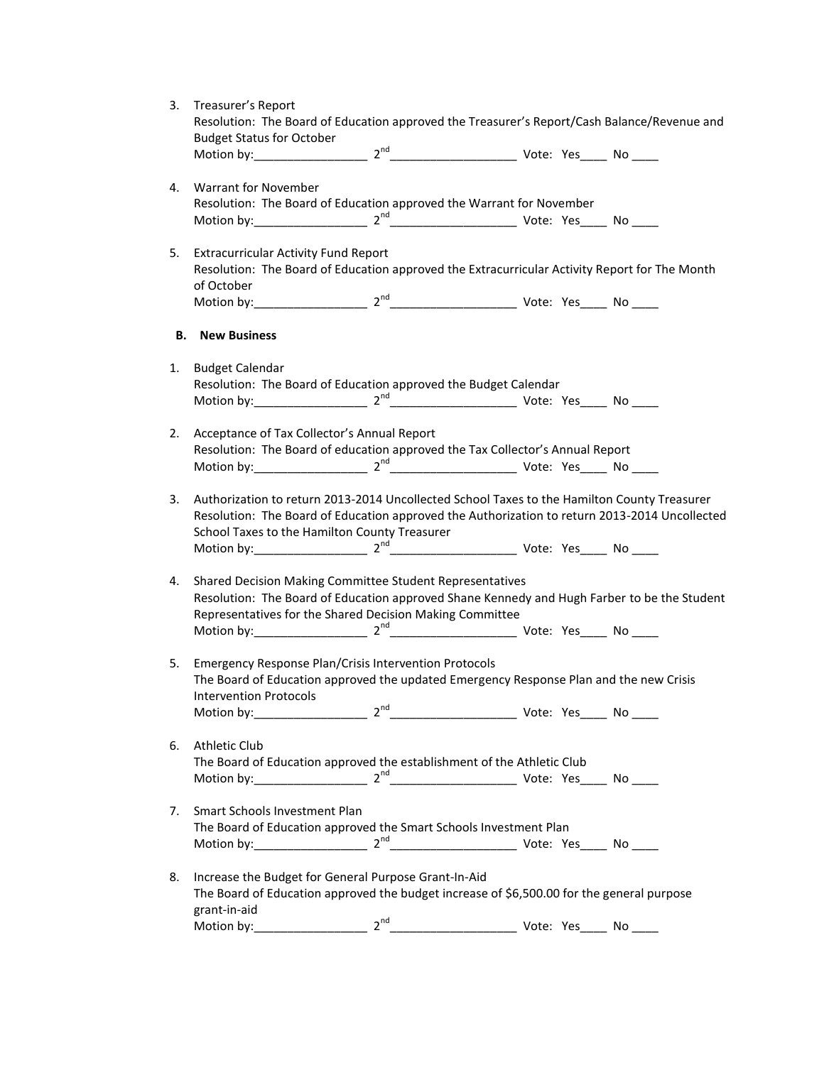3. Treasurer's Report
   Resolution: The Board of Education approved the Treasurer's Report/Cash Balance/Revenue and Budget Status for October
   Motion by:_________________ 2nd___________________ Vote: Yes____ No ____

4. Warrant for November
   Resolution: The Board of Education approved the Warrant for November
   Motion by:_________________ 2nd___________________ Vote: Yes____ No ____

5. Extracurricular Activity Fund Report
   Resolution: The Board of Education approved the Extracurricular Activity Report for The Month of October
   Motion by:_________________ 2nd___________________ Vote: Yes____ No ____

**B. New Business**

1. Budget Calendar
   Resolution: The Board of Education approved the Budget Calendar
   Motion by:_________________ 2nd___________________ Vote: Yes____ No ____

2. Acceptance of Tax Collector's Annual Report
   Resolution: The Board of education approved the Tax Collector's Annual Report
   Motion by:_________________ 2nd___________________ Vote: Yes____ No ____

3. Authorization to return 2013-2014 Uncollected School Taxes to the Hamilton County Treasurer
   Resolution: The Board of Education approved the Authorization to return 2013-2014 Uncollected School Taxes to the Hamilton County Treasurer
   Motion by:_________________ 2nd___________________ Vote: Yes____ No ____

4. Shared Decision Making Committee Student Representatives
   Resolution: The Board of Education approved Shane Kennedy and Hugh Farber to be the Student Representatives for the Shared Decision Making Committee
   Motion by:_________________ 2nd___________________ Vote: Yes____ No ____

5. Emergency Response Plan/Crisis Intervention Protocols
   The Board of Education approved the updated Emergency Response Plan and the new Crisis Intervention Protocols
   Motion by:_________________ 2nd___________________ Vote: Yes____ No ____

6. Athletic Club
   The Board of Education approved the establishment of the Athletic Club
   Motion by:_________________ 2nd___________________ Vote: Yes____ No ____

7. Smart Schools Investment Plan
   The Board of Education approved the Smart Schools Investment Plan
   Motion by:_________________ 2nd___________________ Vote: Yes____ No ____

8. Increase the Budget for General Purpose Grant-In-Aid
   The Board of Education approved the budget increase of $6,500.00 for the general purpose grant-in-aid
   Motion by:_________________ 2nd___________________ Vote: Yes____ No ____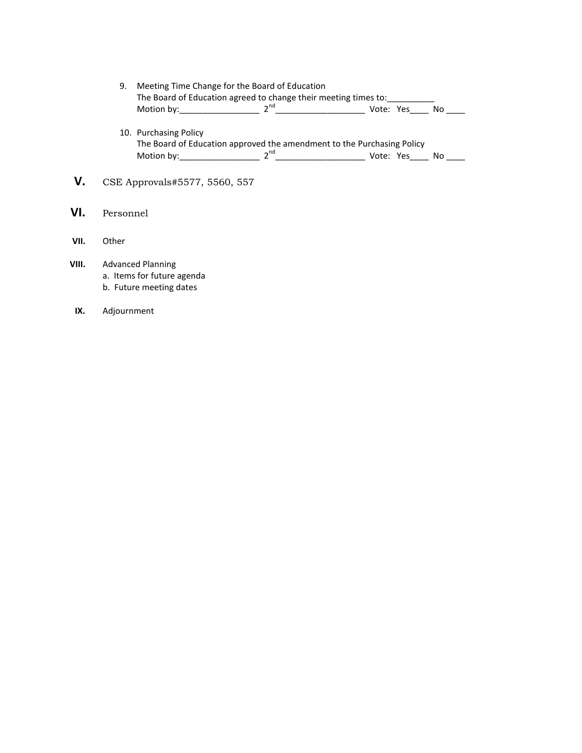9. Meeting Time Change for the Board of Education
   The Board of Education agreed to change their meeting times to:__________
   Motion by:_________________ 2nd___________________ Vote: Yes____ No ____

10. Purchasing Policy
    The Board of Education approved the amendment to the Purchasing Policy
    Motion by:_________________ 2nd___________________ Vote: Yes____ No ____

**V.** CSE Approvals#5577, 5560, 557

**VI.** Personnel

**VII.** Other

**VIII.** Advanced Planning
   a. Items for future agenda
   b. Future meeting dates

**IX.** Adjournment